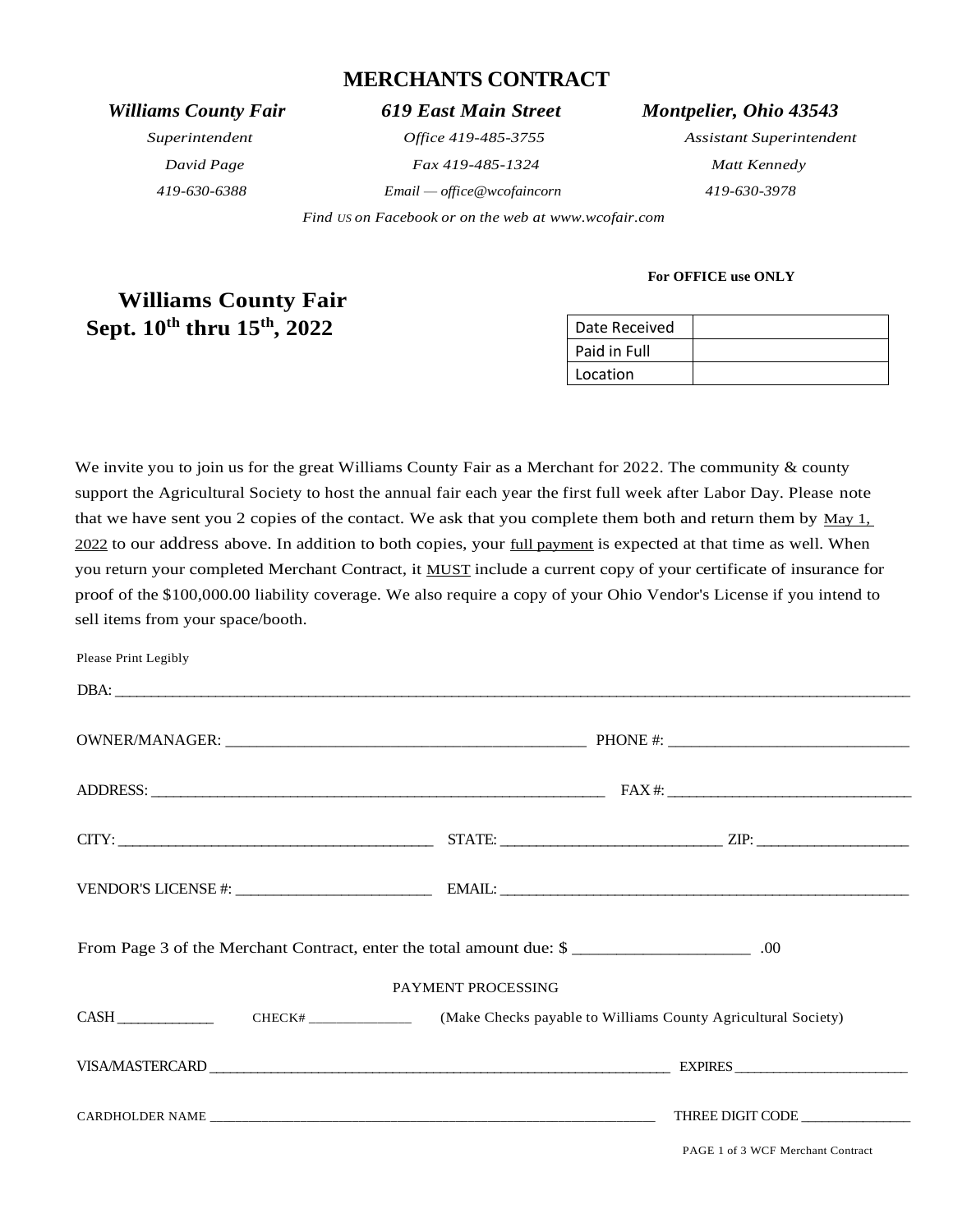# MERCHANTS CONTRACT

| *Williams County Fair* | *619 East Main Street* | *Montpelier, Ohio 43543* |
|---|---|---|
| *Superintendent* | *Office 419-485-3755* | *Assistant Superintendent* |
| *David Page* | *Fax 419-485-1324* | *Matt Kennedy* |
| *419-630-6388* | *Email — office@wcofaincorn* | *419-630-3978* |

*Find US on Facebook or on the web at www.wcofair.com*

**For OFFICE use ONLY**

## Williams County Fair
## Sept. 10th thru 15th, 2022

| Date Received | |
|---|---|
| Paid in Full | |
| Location | |

We invite you to join us for the great Williams County Fair as a Merchant for 2022. The community & county support the Agricultural Society to host the annual fair each year the first full week after Labor Day. Please note that we have sent you 2 copies of the contact. We ask that you complete them both and return them by May 1, 2022 to our address above. In addition to both copies, your full payment is expected at that time as well. When you return your completed Merchant Contract, it MUST include a current copy of your certificate of insurance for proof of the $100,000.00 liability coverage. We also require a copy of your Ohio Vendor's License if you intend to sell items from your space/booth.

Please Print Legibly

DBA: ______________________________________________

OWNER/MANAGER: ______________________________ PHONE #: ______________________

ADDRESS: ______________________________ FAX #: ______________________

CITY: ______________________ STATE: ______________________ ZIP: ______________

VENDOR'S LICENSE #: ______________________ EMAIL: ______________________

From Page 3 of the Merchant Contract, enter the total amount due: $ ______________ .00

PAYMENT PROCESSING

CASH __________ CHECK# __________ (Make Checks payable to Williams County Agricultural Society)

VISA/MASTERCARD ______________________________ EXPIRES ______________

CARDHOLDER NAME ______________________________ THREE DIGIT CODE ______________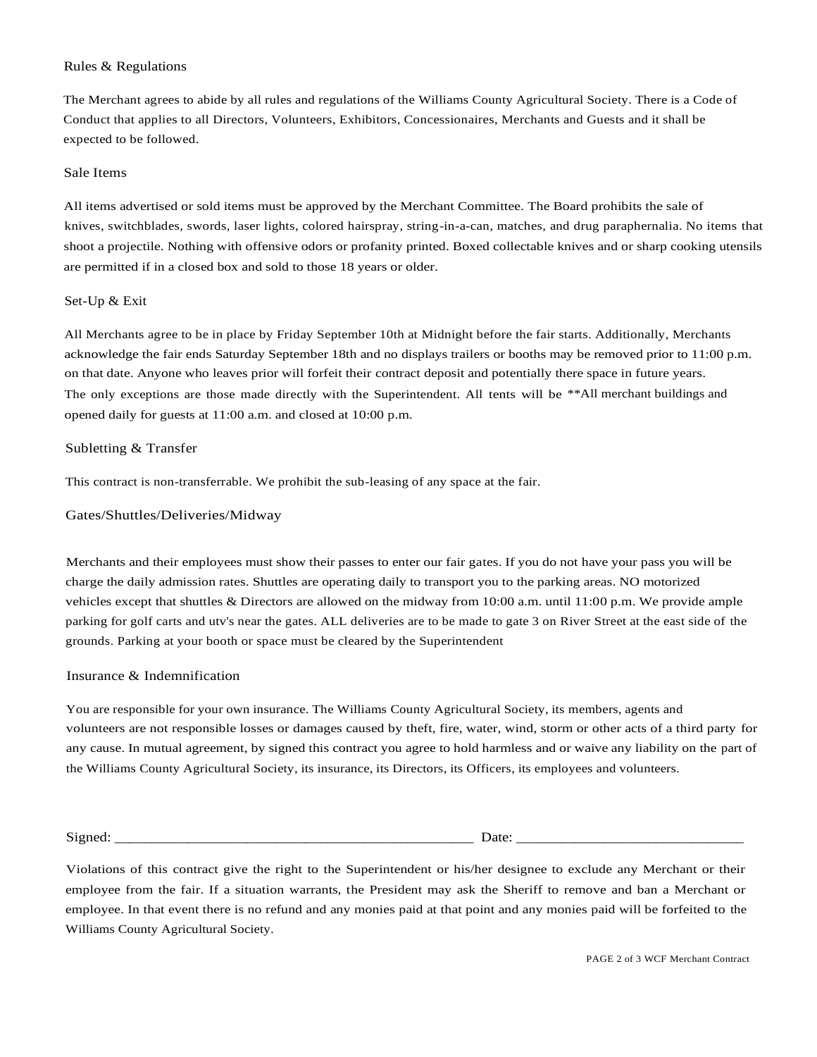## Rules & Regulations

The Merchant agrees to abide by all rules and regulations of the Williams County Agricultural Society. There is a Code of Conduct that applies to all Directors, Volunteers, Exhibitors, Concessionaires, Merchants and Guests and it shall be expected to be followed.

## Sale Items

All items advertised or sold items must be approved by the Merchant Committee. The Board prohibits the sale of knives, switchblades, swords, laser lights, colored hairspray, string-in-a-can, matches, and drug paraphernalia. No items that shoot a projectile. Nothing with offensive odors or profanity printed. Boxed collectable knives and or sharp cooking utensils are permitted if in a closed box and sold to those 18 years or older.

## Set-Up & Exit

All Merchants agree to be in place by Friday September 10th at Midnight before the fair starts. Additionally, Merchants acknowledge the fair ends Saturday September 18th and no displays trailers or booths may be removed prior to 11:00 p.m. on that date. Anyone who leaves prior will forfeit their contract deposit and potentially there space in future years. The only exceptions are those made directly with the Superintendent. All tents will be **All merchant buildings and opened daily for guests at 11:00 a.m. and closed at 10:00 p.m.

## Subletting & Transfer

This contract is non-transferrable. We prohibit the sub-leasing of any space at the fair.

## Gates/Shuttles/Deliveries/Midway

Merchants and their employees must show their passes to enter our fair gates. If you do not have your pass you will be charge the daily admission rates. Shuttles are operating daily to transport you to the parking areas. NO motorized vehicles except that shuttles & Directors are allowed on the midway from 10:00 a.m. until 11:00 p.m. We provide ample parking for golf carts and utv's near the gates. ALL deliveries are to be made to gate 3 on River Street at the east side of the grounds. Parking at your booth or space must be cleared by the Superintendent

## Insurance & Indemnification

You are responsible for your own insurance. The Williams County Agricultural Society, its members, agents and volunteers are not responsible losses or damages caused by theft, fire, water, wind, storm or other acts of a third party for any cause. In mutual agreement, by signed this contract you agree to hold harmless and or waive any liability on the part of the Williams County Agricultural Society, its insurance, its Directors, its Officers, its employees and volunteers.

Signed: ________________________________________________ Date: ______________________________

Violations of this contract give the right to the Superintendent or his/her designee to exclude any Merchant or their employee from the fair. If a situation warrants, the President may ask the Sheriff to remove and ban a Merchant or employee. In that event there is no refund and any monies paid at that point and any monies paid will be forfeited to the Williams County Agricultural Society.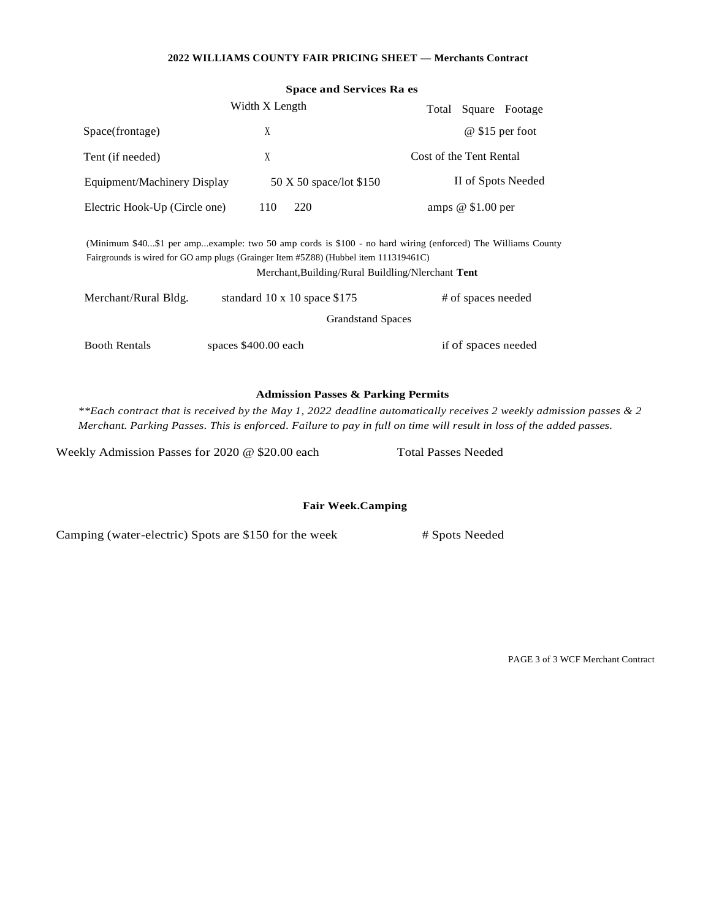**2022 WILLIAMS COUNTY FAIR PRICING SHEET — Merchants Contract**

**Space and Services Ra es**

| | Width X Length | Total Square Footage |
|---|---|---|
| Space(frontage) | X | @ $15 per foot |
| Tent (if needed) | X | Cost of the Tent Rental |
| Equipment/Machinery Display | 50 X 50 space/lot $150 | II of Spots Needed |
| Electric Hook-Up (Circle one) | 110 220 | amps @ $1.00 per |

(Minimum $40...$1 per amp...example: two 50 amp cords is $100 - no hard wiring (enforced) The Williams County Fairgrounds is wired for GO amp plugs (Grainger Item #5Z88) (Hubbel item 111319461C)

Merchant,Building/Rural Buildling/Nlerchant **Tent**

| | | |
|---|---|---|
| Merchant/Rural Bldg. | standard 10 x 10 space $175 | # of spaces needed |

Grandstand Spaces

| | | |
|---|---|---|
| Booth Rentals | spaces $400.00 each | if of spaces needed |

**Admission Passes & Parking Permits**

*\*\*Each contract that is received by the May 1, 2022 deadline automatically receives 2 weekly admission passes & 2 Merchant. Parking Passes. This is enforced. Failure to pay in full on time will result in loss of the added passes.*

Weekly Admission Passes for 2020 @ $20.00 each Total Passes Needed

**Fair Week.Camping**

Camping (water-electric) Spots are $150 for the week # Spots Needed